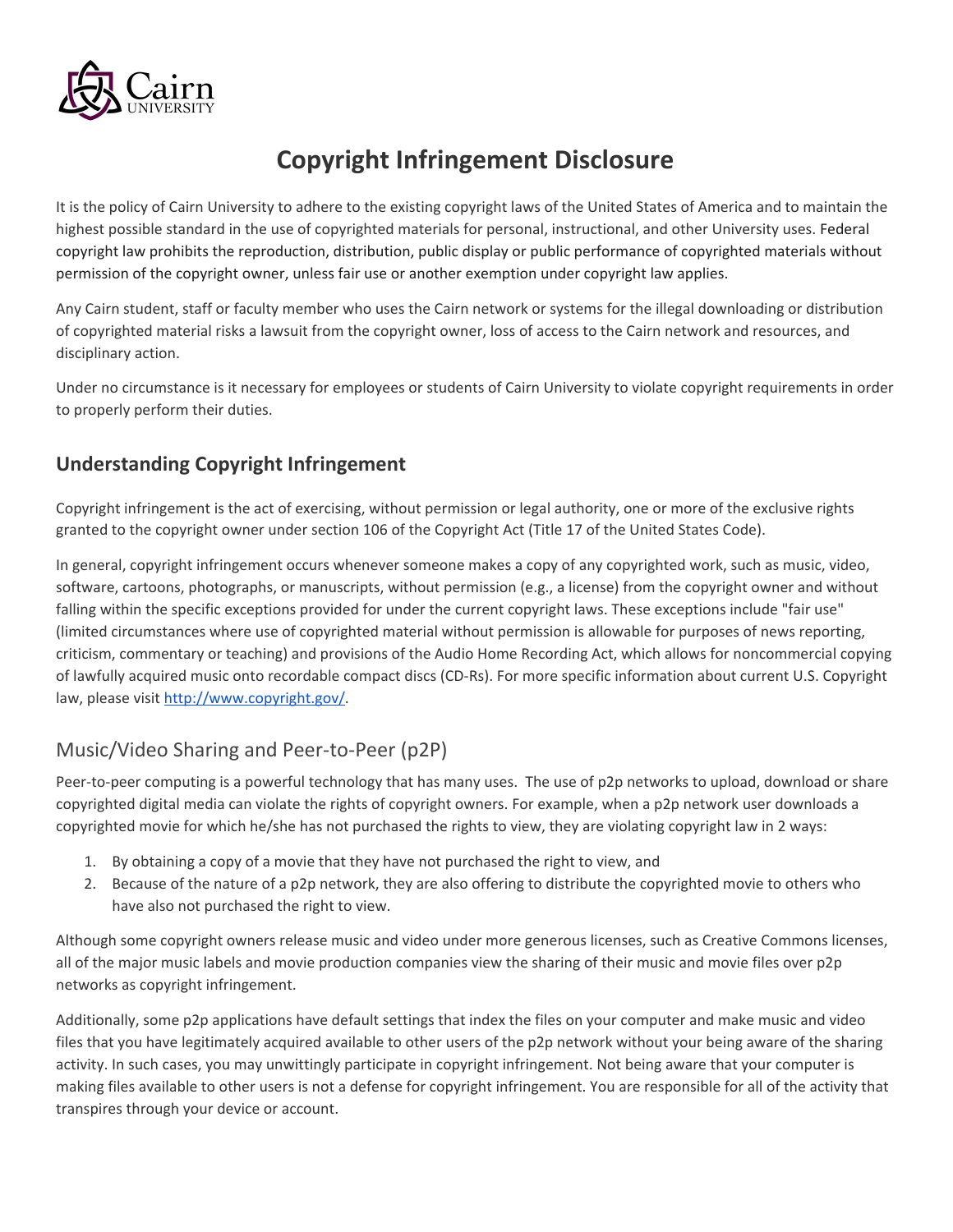# Copyright Infringement Disclosure

It is the policy of Cairn University to adhere to the existing copyright laws of the United States of America and to maintain the highest possible standard in the use of copyrighted materials for personal, instructional, and other University uses. Federal copyright law prohibits the reproduction, distribution, public display or public performance of copyrighted materials without permission of the copyright owner, unless fair use or another exemption under copyright law applies.

Any Cairn student, staff or faculty member who uses the Cairn network or systems for the illegal downloading or distribution of copyrighted material risks a lawsuit from the copyright owner, loss of access to the Cairn network and resources, and disciplinary action.

Under no circumstance is it necessary for employees or students of Cairn University to violate copyright requirements in order to properly perform their duties.

## Understanding Copyright Infringement

Copyright infringement is the act of exercising, without permission or legal authority, one or more of the exclusive rights granted to the copyright owner under section 106 of the Copyright Act (Title 17 of the United States Code).

In general, copyright infringement occurs whenever someone makes a copy of any copyrighted work, such as music, video, software, cartoons, photographs, or manuscripts, without permission (e.g., a license) from the copyright owner and without falling within the specific exceptions provided for under the current copyright laws. These exceptions include "fair use" (limited circumstances where use of copyrighted material without permission is allowable for purposes of news reporting, criticism, commentary or teaching) and provisions of the Audio Home Recording Act, which allows for noncommercial copying of lawfully acquired music onto recordable compact discs (CD-Rs). For more specific information about current U.S. Copyright law, please visit [http://www.copyright.gov/](http://www.copyright.gov/).

### Music/Video Sharing and Peer-to-Peer (p2P)

Peer-to-peer computing is a powerful technology that has many uses. The use of p2p networks to upload, download or share copyrighted digital media can violate the rights of copyright owners. For example, when a p2p network user downloads a copyrighted movie for which he/she has not purchased the rights to view, they are violating copyright law in 2 ways:

1. By obtaining a copy of a movie that they have not purchased the right to view, and
2. Because of the nature of a p2p network, they are also offering to distribute the copyrighted movie to others who have also not purchased the right to view.

Although some copyright owners release music and video under more generous licenses, such as Creative Commons licenses, all of the major music labels and movie production companies view the sharing of their music and movie files over p2p networks as copyright infringement.

Additionally, some p2p applications have default settings that index the files on your computer and make music and video files that you have legitimately acquired available to other users of the p2p network without your being aware of the sharing activity. In such cases, you may unwittingly participate in copyright infringement. Not being aware that your computer is making files available to other users is not a defense for copyright infringement. You are responsible for all of the activity that transpires through your device or account.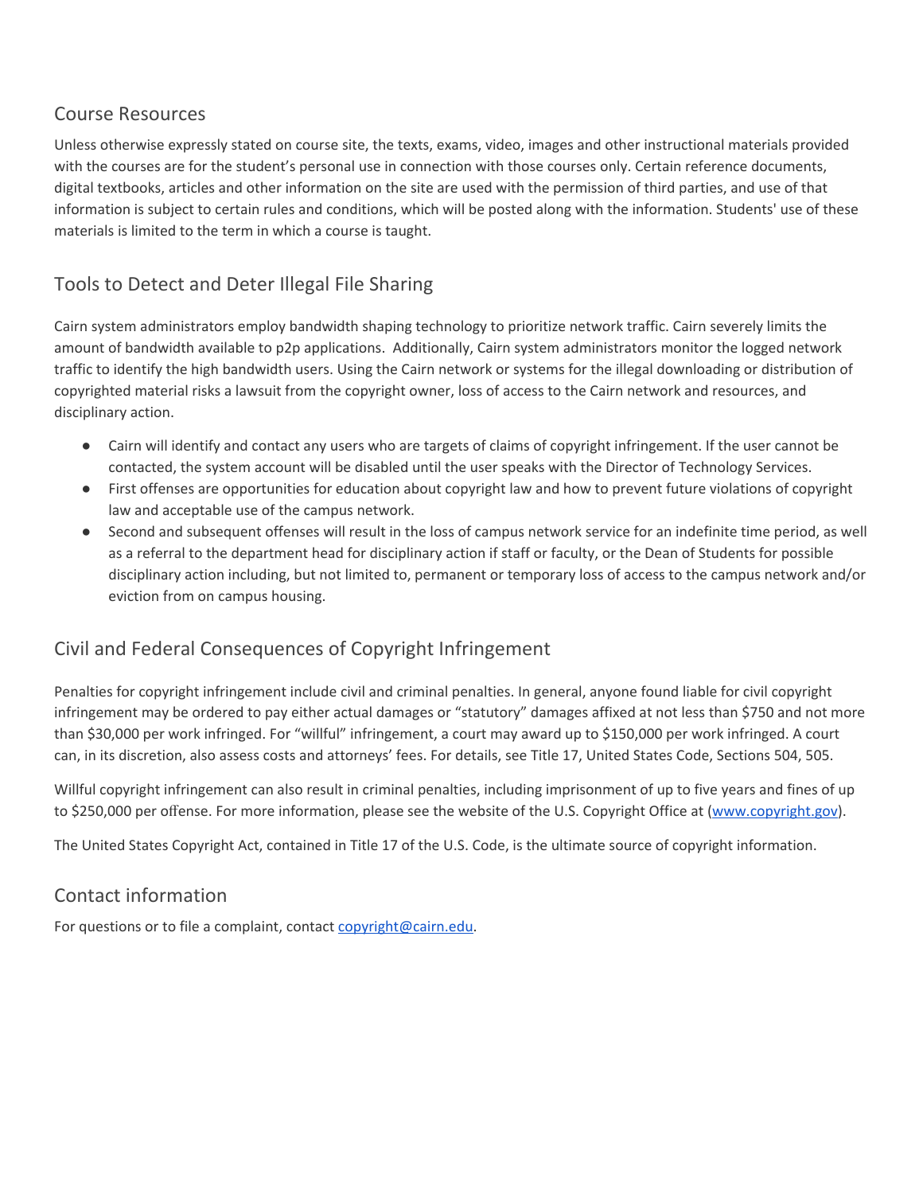## Course Resources

Unless otherwise expressly stated on course site, the texts, exams, video, images and other instructional materials provided with the courses are for the student's personal use in connection with those courses only. Certain reference documents, digital textbooks, articles and other information on the site are used with the permission of third parties, and use of that information is subject to certain rules and conditions, which will be posted along with the information. Students' use of these materials is limited to the term in which a course is taught.

## Tools to Detect and Deter Illegal File Sharing

Cairn system administrators employ bandwidth shaping technology to prioritize network traffic. Cairn severely limits the amount of bandwidth available to p2p applications. Additionally, Cairn system administrators monitor the logged network traffic to identify the high bandwidth users. Using the Cairn network or systems for the illegal downloading or distribution of copyrighted material risks a lawsuit from the copyright owner, loss of access to the Cairn network and resources, and disciplinary action.

- Cairn will identify and contact any users who are targets of claims of copyright infringement. If the user cannot be contacted, the system account will be disabled until the user speaks with the Director of Technology Services.
- First offenses are opportunities for education about copyright law and how to prevent future violations of copyright law and acceptable use of the campus network.
- Second and subsequent offenses will result in the loss of campus network service for an indefinite time period, as well as a referral to the department head for disciplinary action if staff or faculty, or the Dean of Students for possible disciplinary action including, but not limited to, permanent or temporary loss of access to the campus network and/or eviction from on campus housing.

## Civil and Federal Consequences of Copyright Infringement

Penalties for copyright infringement include civil and criminal penalties. In general, anyone found liable for civil copyright infringement may be ordered to pay either actual damages or "statutory" damages affixed at not less than $750 and not more than $30,000 per work infringed. For "willful" infringement, a court may award up to $150,000 per work infringed. A court can, in its discretion, also assess costs and attorneys' fees. For details, see Title 17, United States Code, Sections 504, 505.

Willful copyright infringement can also result in criminal penalties, including imprisonment of up to five years and fines of up to $250,000 per offense. For more information, please see the website of the U.S. Copyright Office at ([www.copyright.gov](http://www.copyright.gov)).

The United States Copyright Act, contained in Title 17 of the U.S. Code, is the ultimate source of copyright information.

## Contact information

For questions or to file a complaint, contact [copyright@cairn.edu](mailto:copyright@cairn.edu).